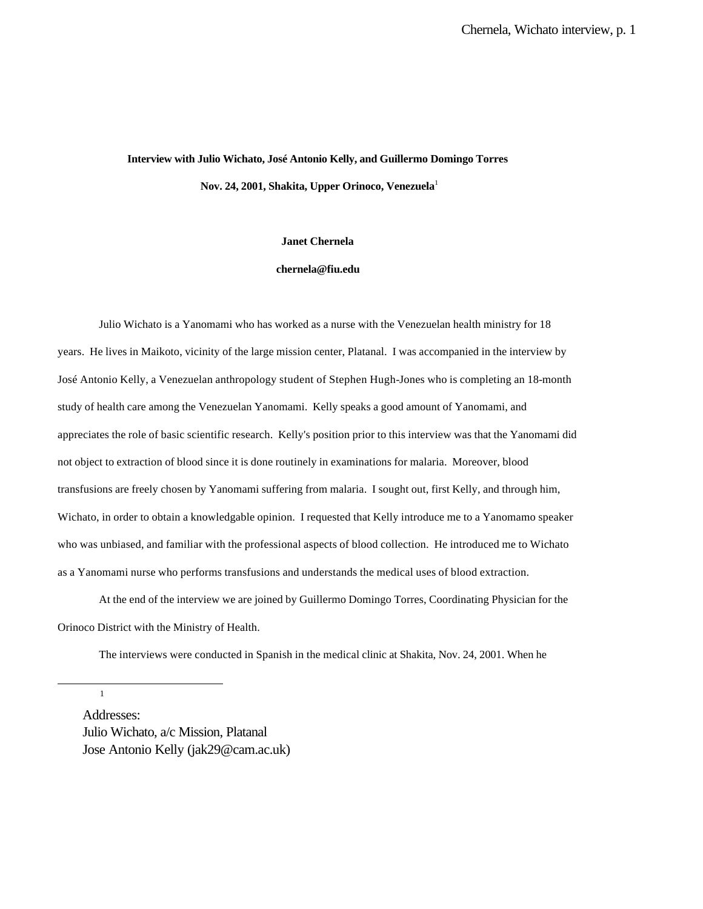**Interview with Julio Wichato, José Antonio Kelly, and Guillermo Domingo Torres**

**Nov. 24, 2001, Shakita, Upper Orinoco, Venezuela**[1]

**Janet Chernela**

**chernela@fiu.edu**

Julio Wichato is a Yanomami who has worked as a nurse with the Venezuelan health ministry for 18 years. He lives in Maikoto, vicinity of the large mission center, Platanal. I was accompanied in the interview by José Antonio Kelly, a Venezuelan anthropology student of Stephen Hugh-Jones who is completing an 18-month study of health care among the Venezuelan Yanomami. Kelly speaks a good amount of Yanomami, and appreciates the role of basic scientific research. Kelly's position prior to this interview was that the Yanomami did not object to extraction of blood since it is done routinely in examinations for malaria. Moreover, blood transfusions are freely chosen by Yanomami suffering from malaria. I sought out, first Kelly, and through him, Wichato, in order to obtain a knowledgable opinion. I requested that Kelly introduce me to a Yanomamo speaker who was unbiased, and familiar with the professional aspects of blood collection. He introduced me to Wichato as a Yanomami nurse who performs transfusions and understands the medical uses of blood extraction.

At the end of the interview we are joined by Guillermo Domingo Torres, Coordinating Physician for the Orinoco District with the Ministry of Health.

The interviews were conducted in Spanish in the medical clinic at Shakita, Nov. 24, 2001. When he

---

[1] Addresses:
Julio Wichato, a/c Mission, Platanal
Jose Antonio Kelly (jak29@cam.ac.uk)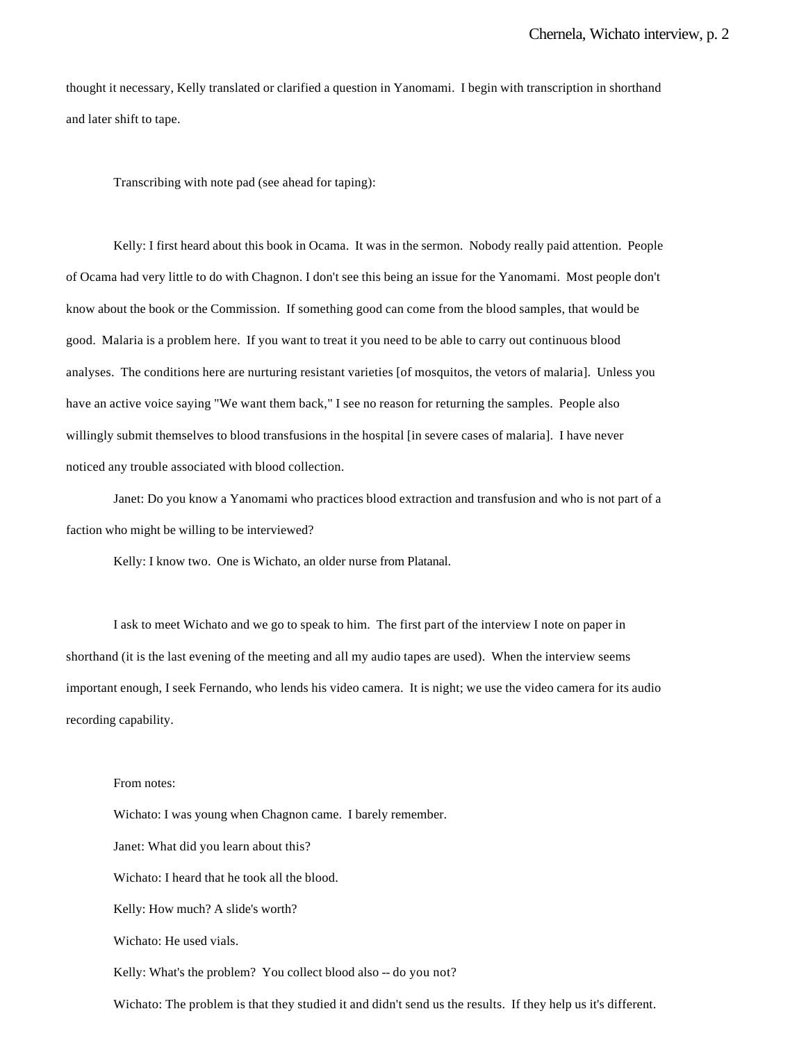thought it necessary, Kelly translated or clarified a question in Yanomami. I begin with transcription in shorthand and later shift to tape.

Transcribing with note pad (see ahead for taping):

Kelly: I first heard about this book in Ocama. It was in the sermon. Nobody really paid attention. People of Ocama had very little to do with Chagnon. I don't see this being an issue for the Yanomami. Most people don't know about the book or the Commission. If something good can come from the blood samples, that would be good. Malaria is a problem here. If you want to treat it you need to be able to carry out continuous blood analyses. The conditions here are nurturing resistant varieties [of mosquitos, the vetors of malaria]. Unless you have an active voice saying "We want them back," I see no reason for returning the samples. People also willingly submit themselves to blood transfusions in the hospital [in severe cases of malaria]. I have never noticed any trouble associated with blood collection.

Janet: Do you know a Yanomami who practices blood extraction and transfusion and who is not part of a faction who might be willing to be interviewed?

Kelly: I know two. One is Wichato, an older nurse from Platanal.

I ask to meet Wichato and we go to speak to him. The first part of the interview I note on paper in shorthand (it is the last evening of the meeting and all my audio tapes are used). When the interview seems important enough, I seek Fernando, who lends his video camera. It is night; we use the video camera for its audio recording capability.

From notes:

Wichato: I was young when Chagnon came. I barely remember.

Janet: What did you learn about this?

Wichato: I heard that he took all the blood.

Kelly: How much? A slide's worth?

Wichato: He used vials.

Kelly: What's the problem? You collect blood also -- do you not?

Wichato: The problem is that they studied it and didn't send us the results. If they help us it's different.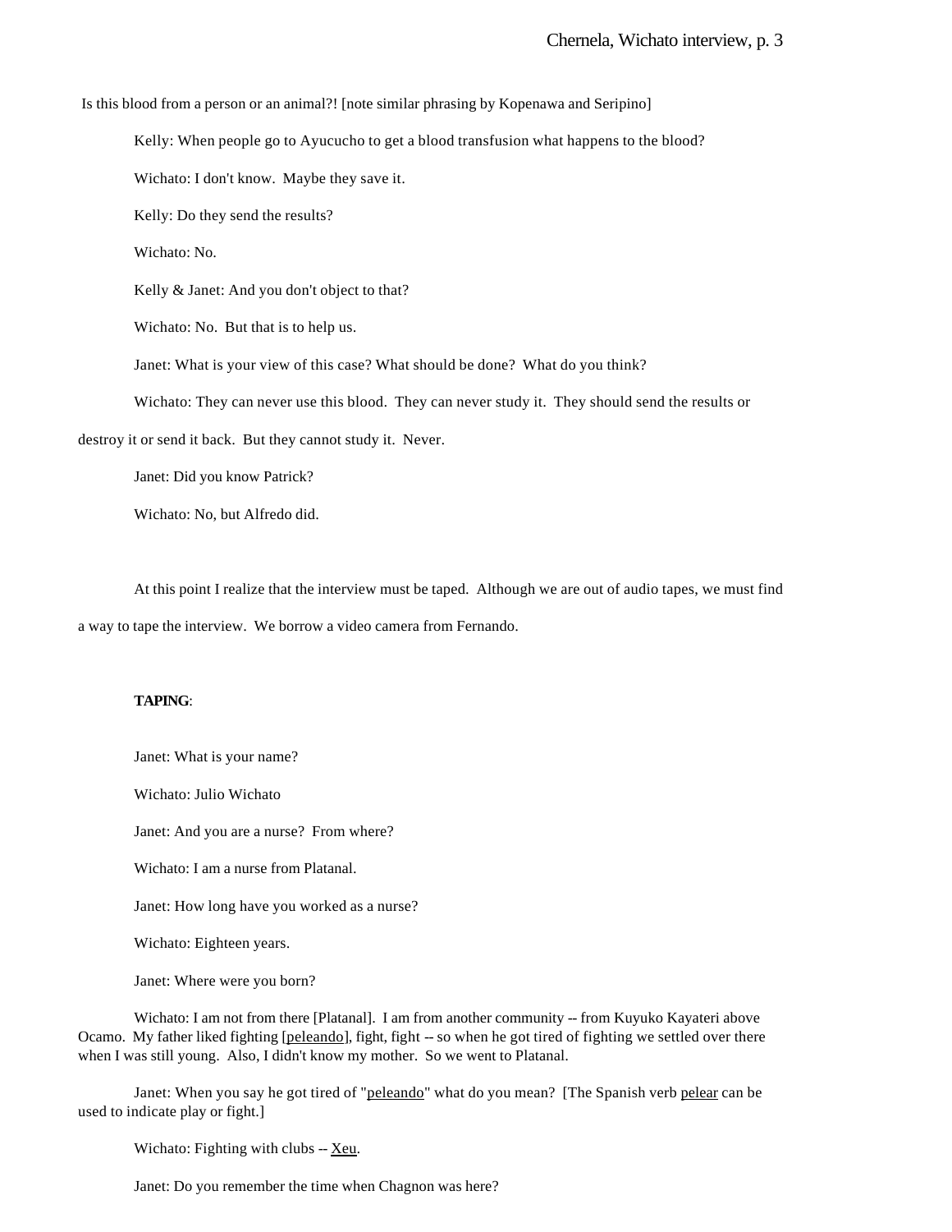Is this blood from a person or an animal?! [note similar phrasing by Kopenawa and Seripino]

Kelly: When people go to Ayucucho to get a blood transfusion what happens to the blood?

Wichato: I don't know. Maybe they save it.

Kelly: Do they send the results?

Wichato: No.

Kelly & Janet: And you don't object to that?

Wichato: No. But that is to help us.

Janet: What is your view of this case? What should be done? What do you think?

Wichato: They can never use this blood. They can never study it. They should send the results or destroy it or send it back. But they cannot study it. Never.

Janet: Did you know Patrick?

Wichato: No, but Alfredo did.

At this point I realize that the interview must be taped. Although we are out of audio tapes, we must find a way to tape the interview. We borrow a video camera from Fernando.

**TAPING**:

Janet: What is your name?

Wichato: Julio Wichato

Janet: And you are a nurse? From where?

Wichato: I am a nurse from Platanal.

Janet: How long have you worked as a nurse?

Wichato: Eighteen years.

Janet: Where were you born?

Wichato: I am not from there [Platanal]. I am from another community -- from Kuyuko Kayateri above Ocamo. My father liked fighting [peleando], fight, fight -- so when he got tired of fighting we settled over there when I was still young. Also, I didn't know my mother. So we went to Platanal.

Janet: When you say he got tired of "peleando" what do you mean? [The Spanish verb pelear can be used to indicate play or fight.]

Wichato: Fighting with clubs -- Xeu.

Janet: Do you remember the time when Chagnon was here?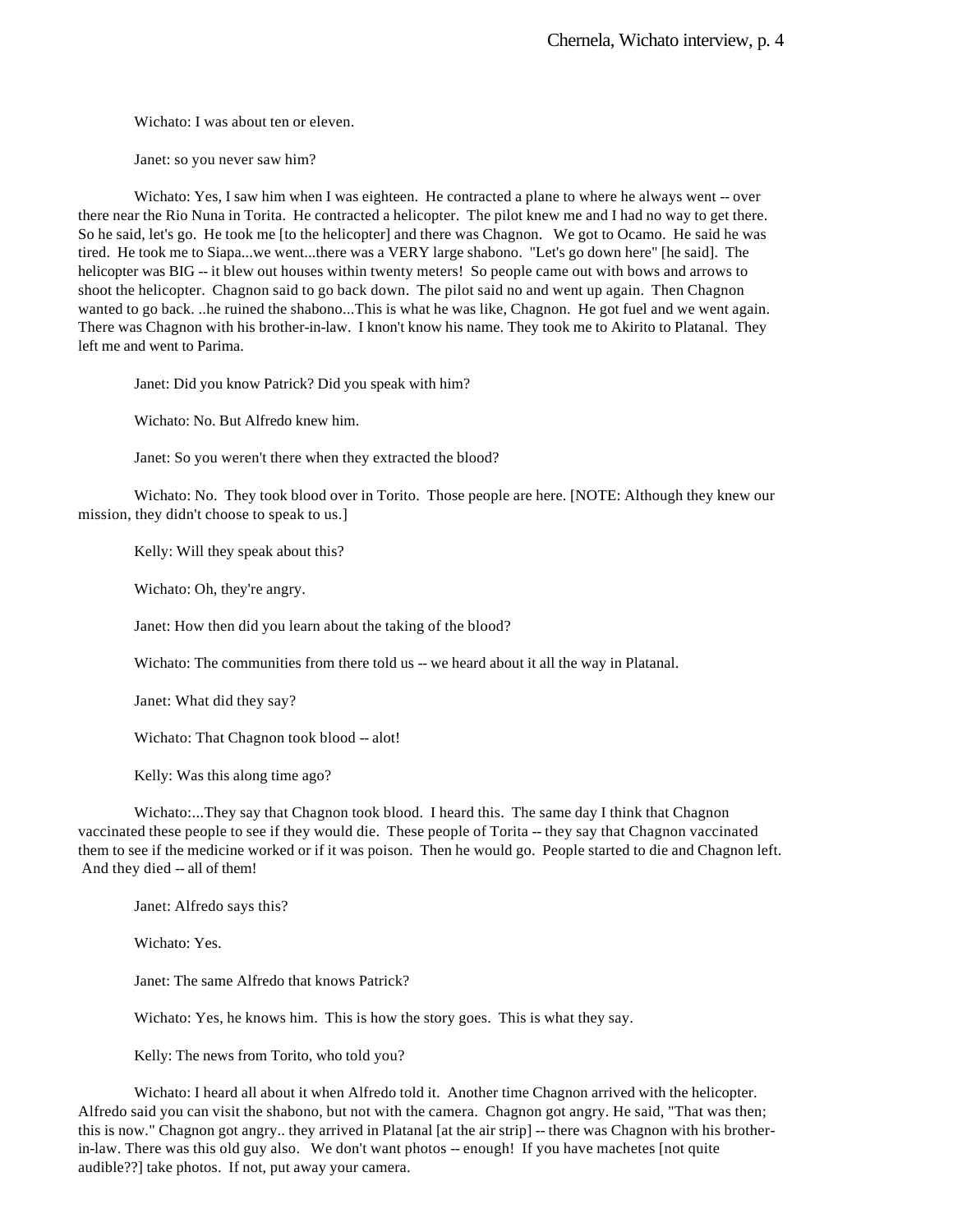Wichato: I was about ten or eleven.

Janet: so you never saw him?

Wichato: Yes, I saw him when I was eighteen. He contracted a plane to where he always went -- over there near the Rio Nuna in Torita. He contracted a helicopter. The pilot knew me and I had no way to get there. So he said, let's go. He took me [to the helicopter] and there was Chagnon. We got to Ocamo. He said he was tired. He took me to Siapa...we went...there was a VERY large shabono. "Let's go down here" [he said]. The helicopter was BIG -- it blew out houses within twenty meters! So people came out with bows and arrows to shoot the helicopter. Chagnon said to go back down. The pilot said no and went up again. Then Chagnon wanted to go back. ..he ruined the shabono...This is what he was like, Chagnon. He got fuel and we went again. There was Chagnon with his brother-in-law. I knon't know his name. They took me to Akirito to Platanal. They left me and went to Parima.

Janet: Did you know Patrick? Did you speak with him?

Wichato: No. But Alfredo knew him.

Janet: So you weren't there when they extracted the blood?

Wichato: No. They took blood over in Torito. Those people are here. [NOTE: Although they knew our mission, they didn't choose to speak to us.]

Kelly: Will they speak about this?

Wichato: Oh, they're angry.

Janet: How then did you learn about the taking of the blood?

Wichato: The communities from there told us -- we heard about it all the way in Platanal.

Janet: What did they say?

Wichato: That Chagnon took blood -- alot!

Kelly: Was this along time ago?

Wichato:...They say that Chagnon took blood. I heard this. The same day I think that Chagnon vaccinated these people to see if they would die. These people of Torita -- they say that Chagnon vaccinated them to see if the medicine worked or if it was poison. Then he would go. People started to die and Chagnon left. And they died -- all of them!

Janet: Alfredo says this?

Wichato: Yes.

Janet: The same Alfredo that knows Patrick?

Wichato: Yes, he knows him. This is how the story goes. This is what they say.

Kelly: The news from Torito, who told you?

Wichato: I heard all about it when Alfredo told it. Another time Chagnon arrived with the helicopter. Alfredo said you can visit the shabono, but not with the camera. Chagnon got angry. He said, "That was then; this is now." Chagnon got angry.. they arrived in Platanal [at the air strip] -- there was Chagnon with his brother-in-law. There was this old guy also. We don't want photos -- enough! If you have machetes [not quite audible??] take photos. If not, put away your camera.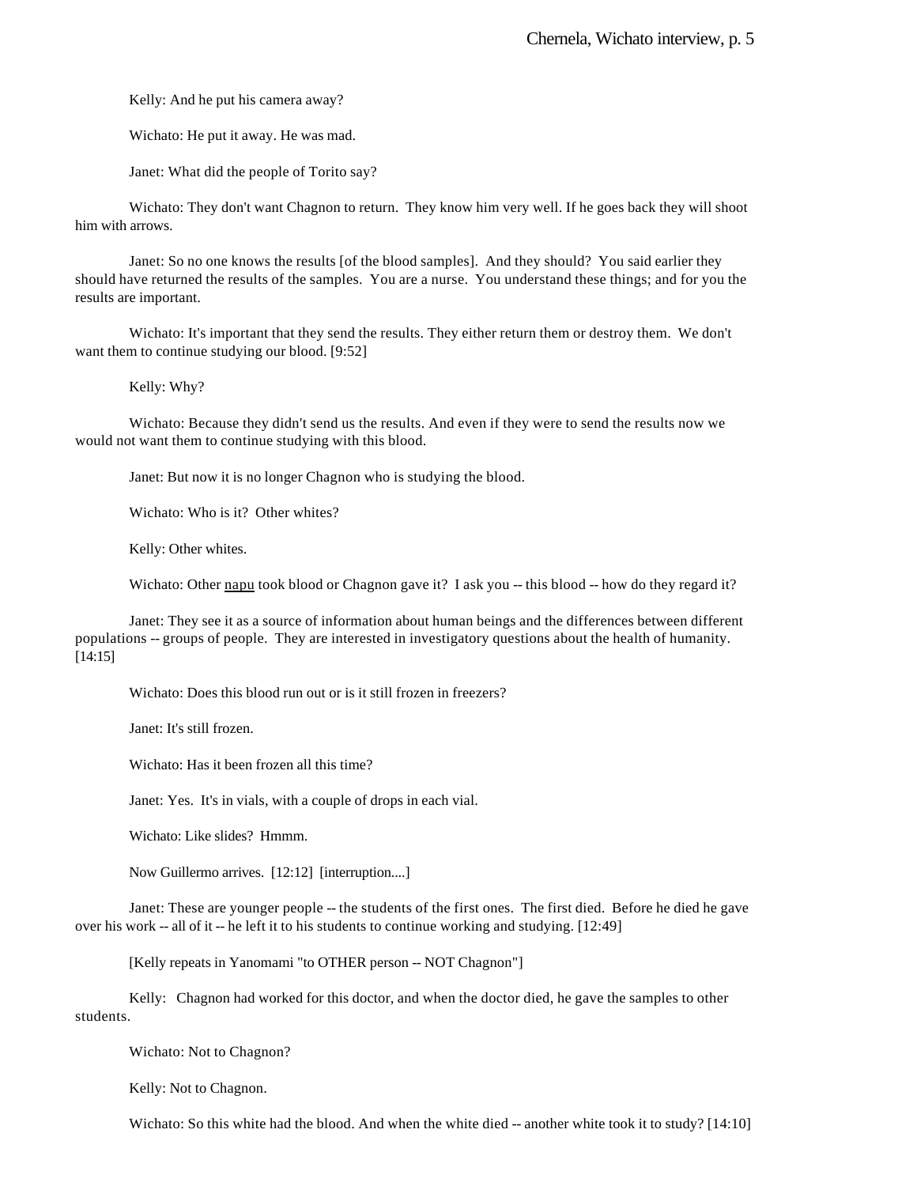Kelly: And he put his camera away?

Wichato: He put it away. He was mad.

Janet: What did the people of Torito say?

Wichato: They don't want Chagnon to return. They know him very well. If he goes back they will shoot him with arrows.

Janet: So no one knows the results [of the blood samples]. And they should? You said earlier they should have returned the results of the samples. You are a nurse. You understand these things; and for you the results are important.

Wichato: It's important that they send the results. They either return them or destroy them. We don't want them to continue studying our blood. [9:52]

Kelly: Why?

Wichato: Because they didn't send us the results. And even if they were to send the results now we would not want them to continue studying with this blood.

Janet: But now it is no longer Chagnon who is studying the blood.

Wichato: Who is it? Other whites?

Kelly: Other whites.

Wichato: Other <u>napu</u> took blood or Chagnon gave it? I ask you -- this blood -- how do they regard it?

Janet: They see it as a source of information about human beings and the differences between different populations -- groups of people. They are interested in investigatory questions about the health of humanity. [14:15]

Wichato: Does this blood run out or is it still frozen in freezers?

Janet: It's still frozen.

Wichato: Has it been frozen all this time?

Janet: Yes. It's in vials, with a couple of drops in each vial.

Wichato: Like slides? Hmmm.

Now Guillermo arrives. [12:12] [interruption....]

Janet: These are younger people -- the students of the first ones. The first died. Before he died he gave over his work -- all of it -- he left it to his students to continue working and studying. [12:49]

[Kelly repeats in Yanomami "to OTHER person -- NOT Chagnon"]

Kelly: Chagnon had worked for this doctor, and when the doctor died, he gave the samples to other students.

Wichato: Not to Chagnon?

Kelly: Not to Chagnon.

Wichato: So this white had the blood. And when the white died -- another white took it to study? [14:10]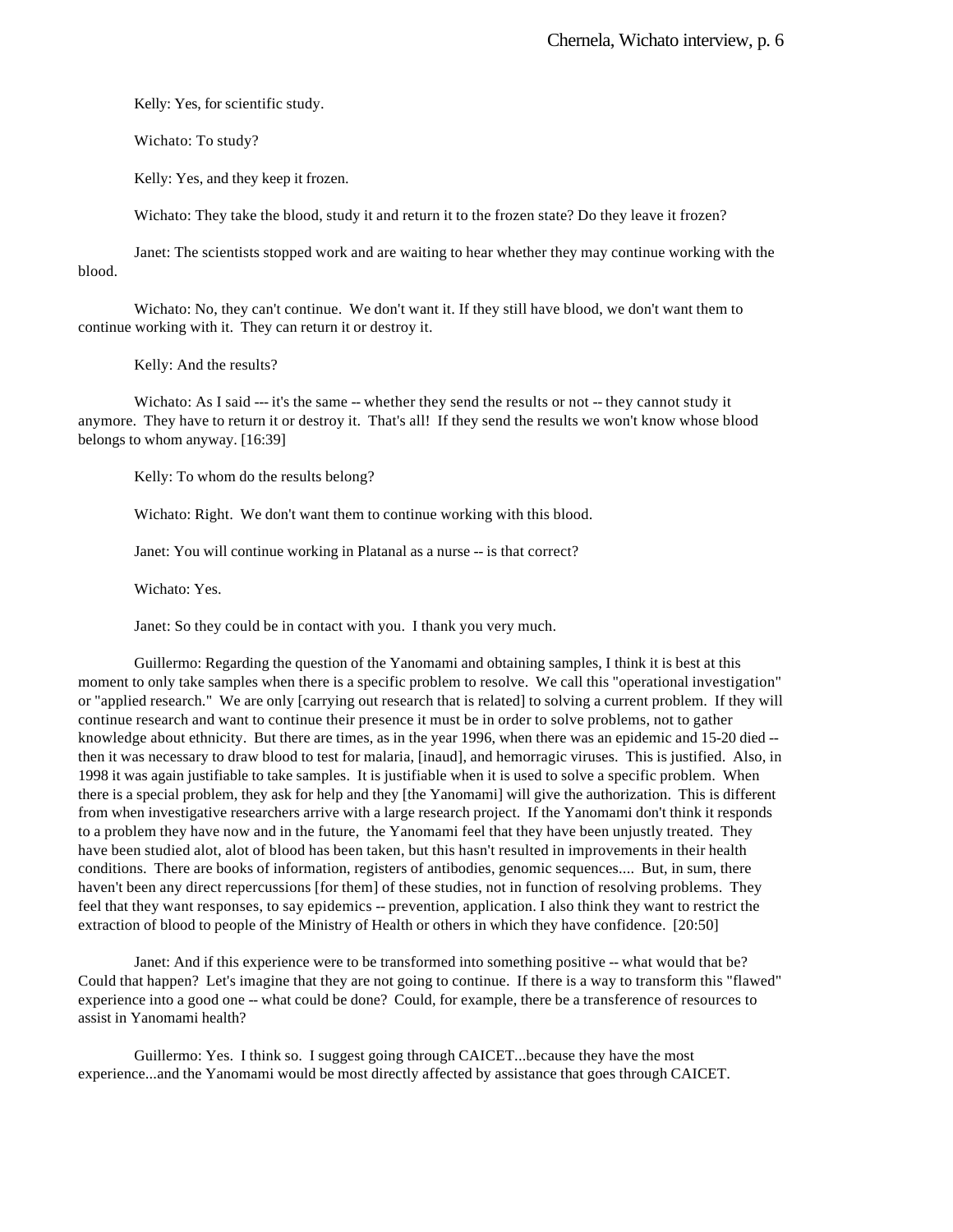Kelly: Yes, for scientific study.

Wichato: To study?

Kelly: Yes, and they keep it frozen.

Wichato: They take the blood, study it and return it to the frozen state? Do they leave it frozen?

Janet: The scientists stopped work and are waiting to hear whether they may continue working with the blood.

Wichato: No, they can't continue. We don't want it. If they still have blood, we don't want them to continue working with it. They can return it or destroy it.

Kelly: And the results?

Wichato: As I said --- it's the same -- whether they send the results or not -- they cannot study it anymore. They have to return it or destroy it. That's all! If they send the results we won't know whose blood belongs to whom anyway. [16:39]

Kelly: To whom do the results belong?

Wichato: Right. We don't want them to continue working with this blood.

Janet: You will continue working in Platanal as a nurse -- is that correct?

Wichato: Yes.

Janet: So they could be in contact with you. I thank you very much.

Guillermo: Regarding the question of the Yanomami and obtaining samples, I think it is best at this moment to only take samples when there is a specific problem to resolve. We call this "operational investigation" or "applied research." We are only [carrying out research that is related] to solving a current problem. If they will continue research and want to continue their presence it must be in order to solve problems, not to gather knowledge about ethnicity. But there are times, as in the year 1996, when there was an epidemic and 15-20 died -- then it was necessary to draw blood to test for malaria, [inaud], and hemorragic viruses. This is justified. Also, in 1998 it was again justifiable to take samples. It is justifiable when it is used to solve a specific problem. When there is a special problem, they ask for help and they [the Yanomami] will give the authorization. This is different from when investigative researchers arrive with a large research project. If the Yanomami don't think it responds to a problem they have now and in the future, the Yanomami feel that they have been unjustly treated. They have been studied alot, alot of blood has been taken, but this hasn't resulted in improvements in their health conditions. There are books of information, registers of antibodies, genomic sequences.... But, in sum, there haven't been any direct repercussions [for them] of these studies, not in function of resolving problems. They feel that they want responses, to say epidemics -- prevention, application. I also think they want to restrict the extraction of blood to people of the Ministry of Health or others in which they have confidence. [20:50]

Janet: And if this experience were to be transformed into something positive -- what would that be? Could that happen? Let's imagine that they are not going to continue. If there is a way to transform this "flawed" experience into a good one -- what could be done? Could, for example, there be a transference of resources to assist in Yanomami health?

Guillermo: Yes. I think so. I suggest going through CAICET...because they have the most experience...and the Yanomami would be most directly affected by assistance that goes through CAICET.